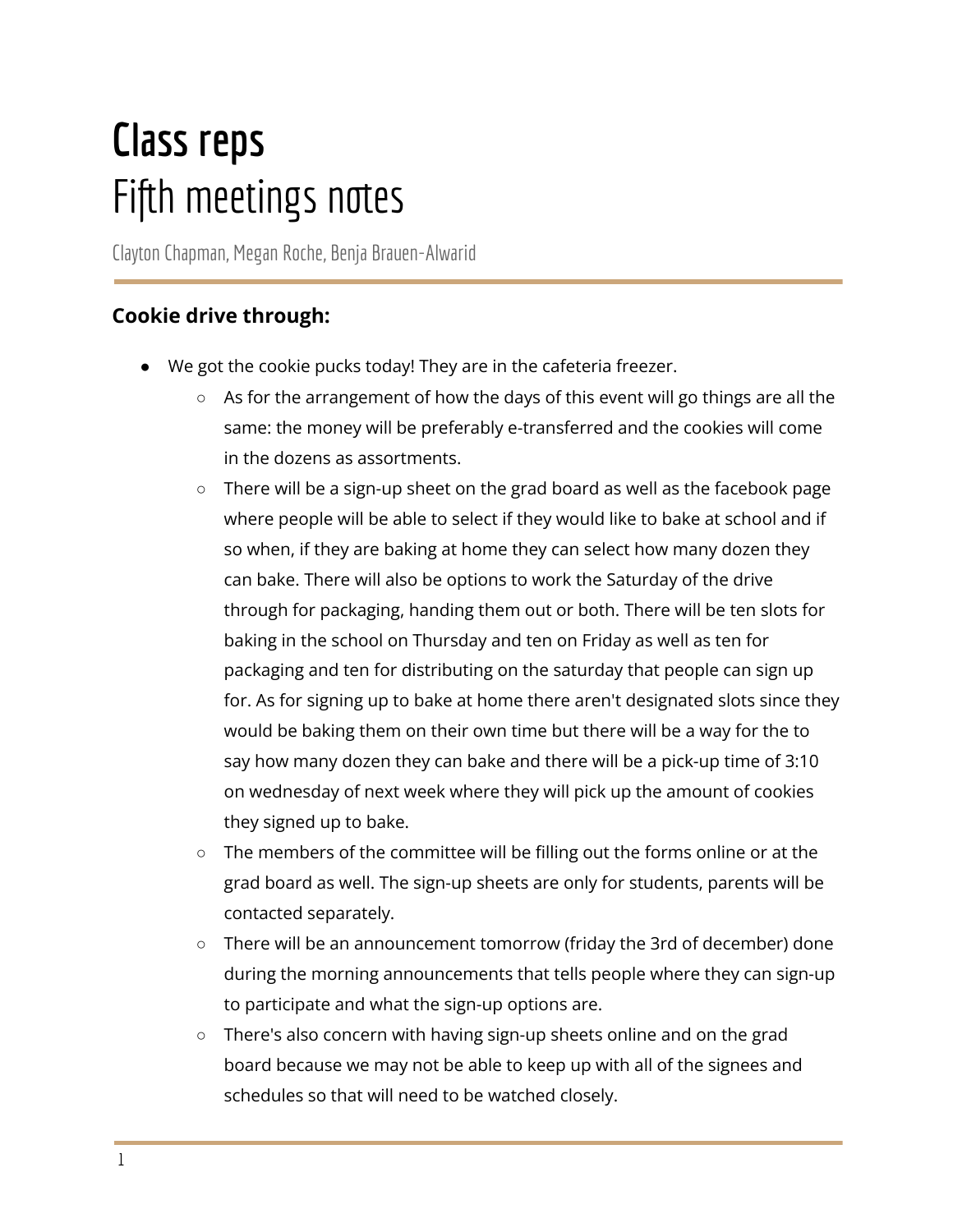# Class reps
# Fifth meetings notes

Clayton Chapman, Megan Roche, Benja Brauen-Alwarid

## Cookie drive through:

- We got the cookie pucks today! They are in the cafeteria freezer.
  - As for the arrangement of how the days of this event will go things are all the same: the money will be preferably e-transferred and the cookies will come in the dozens as assortments.
  - There will be a sign-up sheet on the grad board as well as the facebook page where people will be able to select if they would like to bake at school and if so when, if they are baking at home they can select how many dozen they can bake. There will also be options to work the Saturday of the drive through for packaging, handing them out or both. There will be ten slots for baking in the school on Thursday and ten on Friday as well as ten for packaging and ten for distributing on the saturday that people can sign up for. As for signing up to bake at home there aren't designated slots since they would be baking them on their own time but there will be a way for the to say how many dozen they can bake and there will be a pick-up time of 3:10 on wednesday of next week where they will pick up the amount of cookies they signed up to bake.
  - The members of the committee will be filling out the forms online or at the grad board as well. The sign-up sheets are only for students, parents will be contacted separately.
  - There will be an announcement tomorrow (friday the 3rd of december) done during the morning announcements that tells people where they can sign-up to participate and what the sign-up options are.
  - There's also concern with having sign-up sheets online and on the grad board because we may not be able to keep up with all of the signees and schedules so that will need to be watched closely.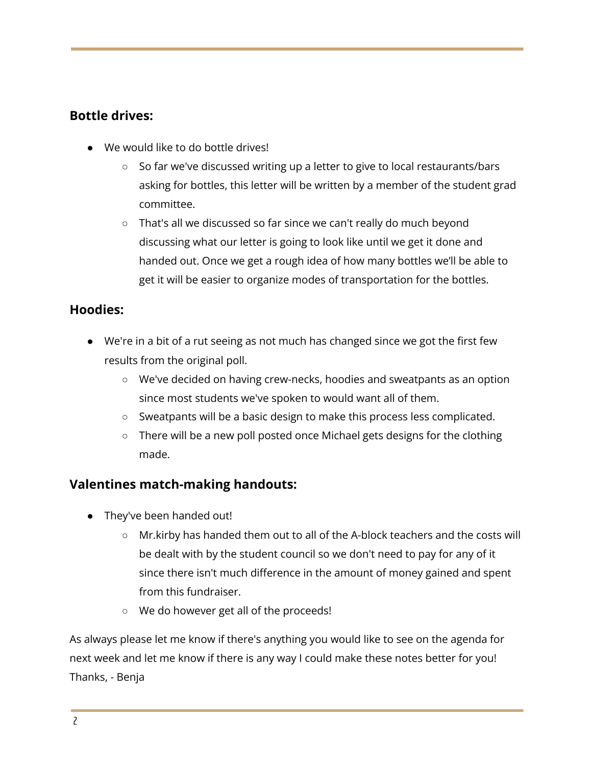## Bottle drives:

- We would like to do bottle drives!
  - So far we've discussed writing up a letter to give to local restaurants/bars asking for bottles, this letter will be written by a member of the student grad committee.
  - That's all we discussed so far since we can't really do much beyond discussing what our letter is going to look like until we get it done and handed out. Once we get a rough idea of how many bottles we'll be able to get it will be easier to organize modes of transportation for the bottles.

## Hoodies:

- We're in a bit of a rut seeing as not much has changed since we got the first few results from the original poll.
  - We've decided on having crew-necks, hoodies and sweatpants as an option since most students we've spoken to would want all of them.
  - Sweatpants will be a basic design to make this process less complicated.
  - There will be a new poll posted once Michael gets designs for the clothing made.

## Valentines match-making handouts:

- They've been handed out!
  - Mr.kirby has handed them out to all of the A-block teachers and the costs will be dealt with by the student council so we don't need to pay for any of it since there isn't much difference in the amount of money gained and spent from this fundraiser.
  - We do however get all of the proceeds!

As always please let me know if there's anything you would like to see on the agenda for next week and let me know if there is any way I could make these notes better for you!
Thanks, - Benja